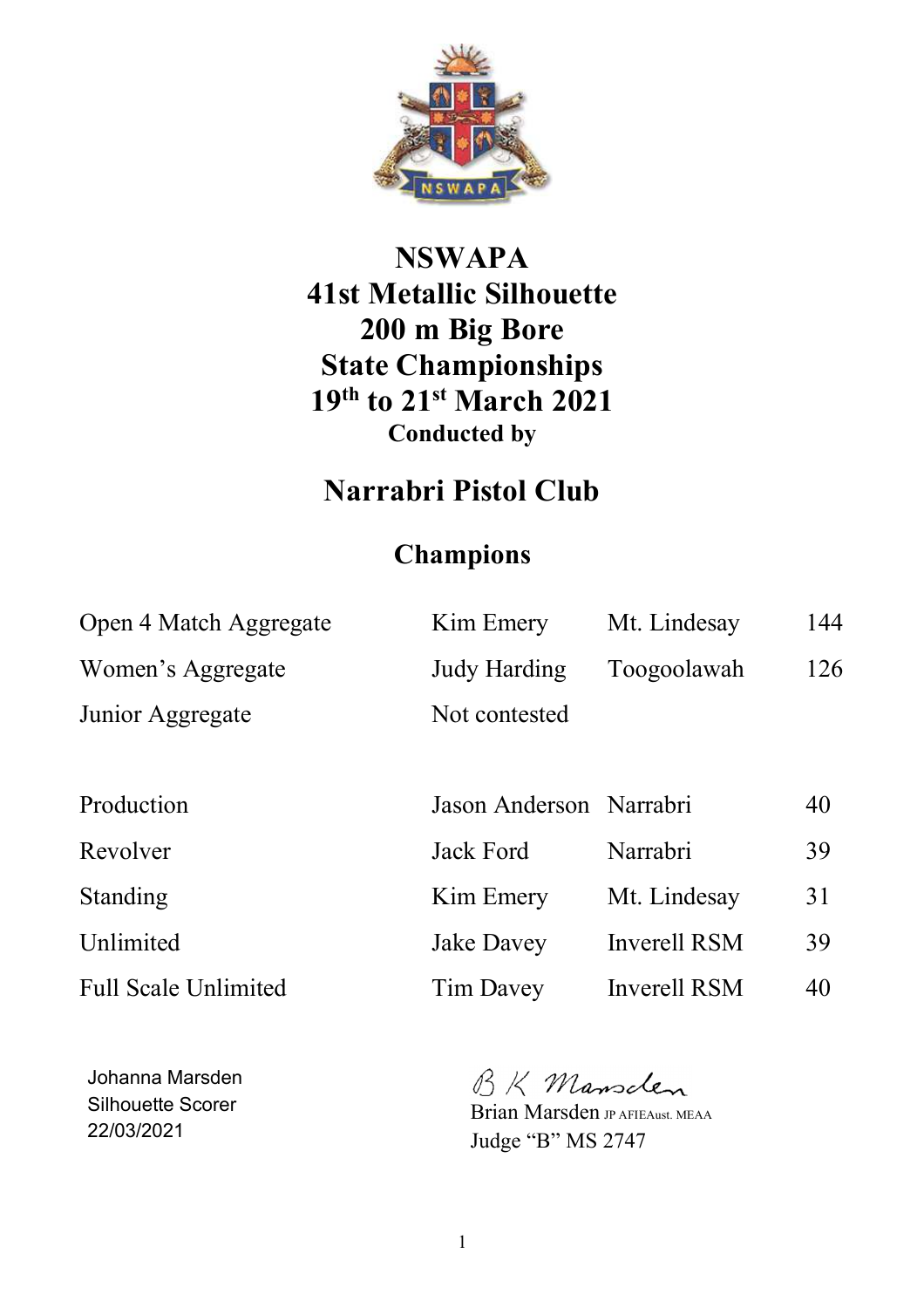# NSWAPA
# 41st Metallic Silhouette
# 200 m Big Bore
# State Championships
# 19th to 21st March 2021

**Conducted by**

## Narrabri Pistol Club

## Champions

| | | | |
|---|---|---|---|
| Open 4 Match Aggregate | Kim Emery | Mt. Lindesay | 144 |
| Women's Aggregate | Judy Harding | Toogoolawah | 126 |
| Junior Aggregate | Not contested | | |

| | | | |
|---|---|---|---|
| Production | Jason Anderson | Narrabri | 40 |
| Revolver | Jack Ford | Narrabri | 39 |
| Standing | Kim Emery | Mt. Lindesay | 31 |
| Unlimited | Jake Davey | Inverell RSM | 39 |
| Full Scale Unlimited | Tim Davey | Inverell RSM | 40 |

Johanna Marsden
Silhouette Scorer
22/03/2021

B K Marsden
Brian Marsden JP AFIEAust. MEAA
Judge "B" MS 2747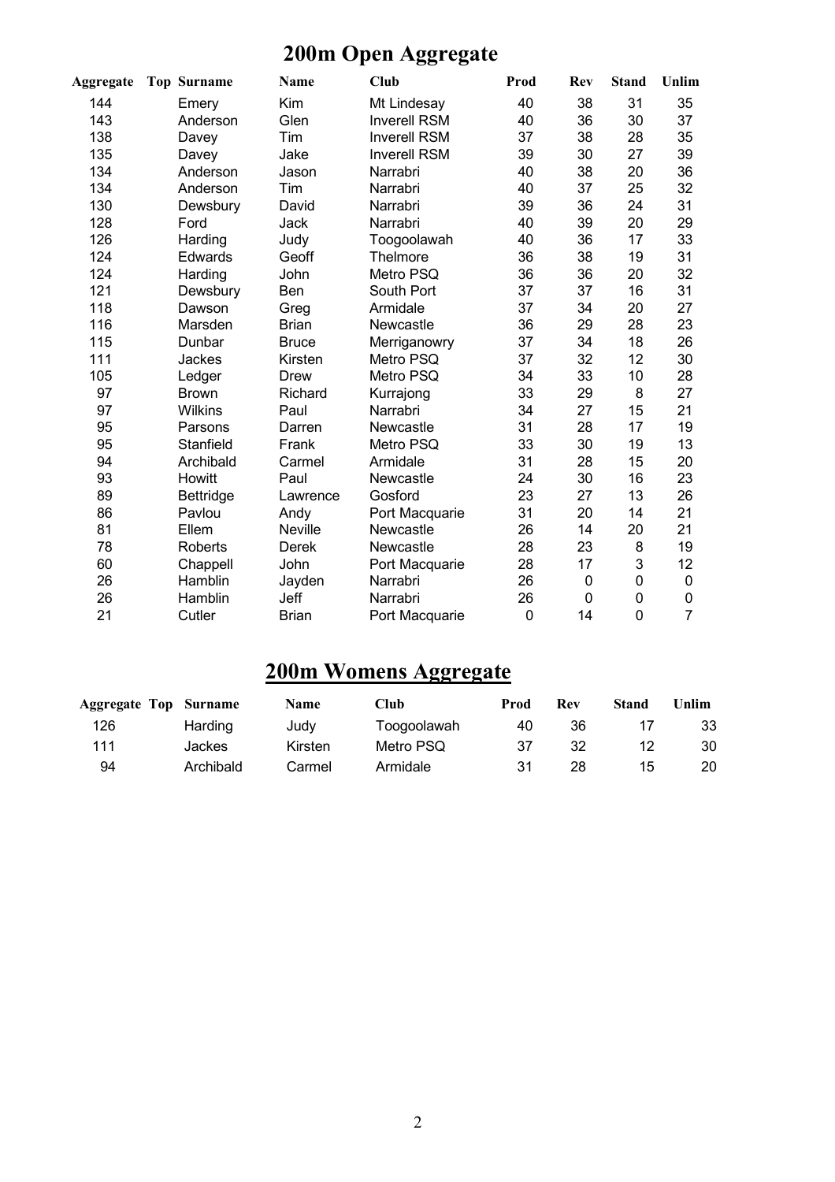# 200m Open Aggregate

| Aggregate | Top | Surname | Name | Club | Prod | Rev | Stand | Unlim |
|---|---|---|---|---|---|---|---|---|
| 144 | | Emery | Kim | Mt Lindesay | 40 | 38 | 31 | 35 |
| 143 | | Anderson | Glen | Inverell RSM | 40 | 36 | 30 | 37 |
| 138 | | Davey | Tim | Inverell RSM | 37 | 38 | 28 | 35 |
| 135 | | Davey | Jake | Inverell RSM | 39 | 30 | 27 | 39 |
| 134 | | Anderson | Jason | Narrabri | 40 | 38 | 20 | 36 |
| 134 | | Anderson | Tim | Narrabri | 40 | 37 | 25 | 32 |
| 130 | | Dewsbury | David | Narrabri | 39 | 36 | 24 | 31 |
| 128 | | Ford | Jack | Narrabri | 40 | 39 | 20 | 29 |
| 126 | | Harding | Judy | Toogoolawah | 40 | 36 | 17 | 33 |
| 124 | | Edwards | Geoff | Thelmore | 36 | 38 | 19 | 31 |
| 124 | | Harding | John | Metro PSQ | 36 | 36 | 20 | 32 |
| 121 | | Dewsbury | Ben | South Port | 37 | 37 | 16 | 31 |
| 118 | | Dawson | Greg | Armidale | 37 | 34 | 20 | 27 |
| 116 | | Marsden | Brian | Newcastle | 36 | 29 | 28 | 23 |
| 115 | | Dunbar | Bruce | Merriganowry | 37 | 34 | 18 | 26 |
| 111 | | Jackes | Kirsten | Metro PSQ | 37 | 32 | 12 | 30 |
| 105 | | Ledger | Drew | Metro PSQ | 34 | 33 | 10 | 28 |
| 97 | | Brown | Richard | Kurrajong | 33 | 29 | 8 | 27 |
| 97 | | Wilkins | Paul | Narrabri | 34 | 27 | 15 | 21 |
| 95 | | Parsons | Darren | Newcastle | 31 | 28 | 17 | 19 |
| 95 | | Stanfield | Frank | Metro PSQ | 33 | 30 | 19 | 13 |
| 94 | | Archibald | Carmel | Armidale | 31 | 28 | 15 | 20 |
| 93 | | Howitt | Paul | Newcastle | 24 | 30 | 16 | 23 |
| 89 | | Bettridge | Lawrence | Gosford | 23 | 27 | 13 | 26 |
| 86 | | Pavlou | Andy | Port Macquarie | 31 | 20 | 14 | 21 |
| 81 | | Ellem | Neville | Newcastle | 26 | 14 | 20 | 21 |
| 78 | | Roberts | Derek | Newcastle | 28 | 23 | 8 | 19 |
| 60 | | Chappell | John | Port Macquarie | 28 | 17 | 3 | 12 |
| 26 | | Hamblin | Jayden | Narrabri | 26 | 0 | 0 | 0 |
| 26 | | Hamblin | Jeff | Narrabri | 26 | 0 | 0 | 0 |
| 21 | | Cutler | Brian | Port Macquarie | 0 | 14 | 0 | 7 |

# 200m Womens Aggregate

| Aggregate | Top | Surname | Name | Club | Prod | Rev | Stand | Unlim |
|---|---|---|---|---|---|---|---|---|
| 126 | | Harding | Judy | Toogoolawah | 40 | 36 | 17 | 33 |
| 111 | | Jackes | Kirsten | Metro PSQ | 37 | 32 | 12 | 30 |
| 94 | | Archibald | Carmel | Armidale | 31 | 28 | 15 | 20 |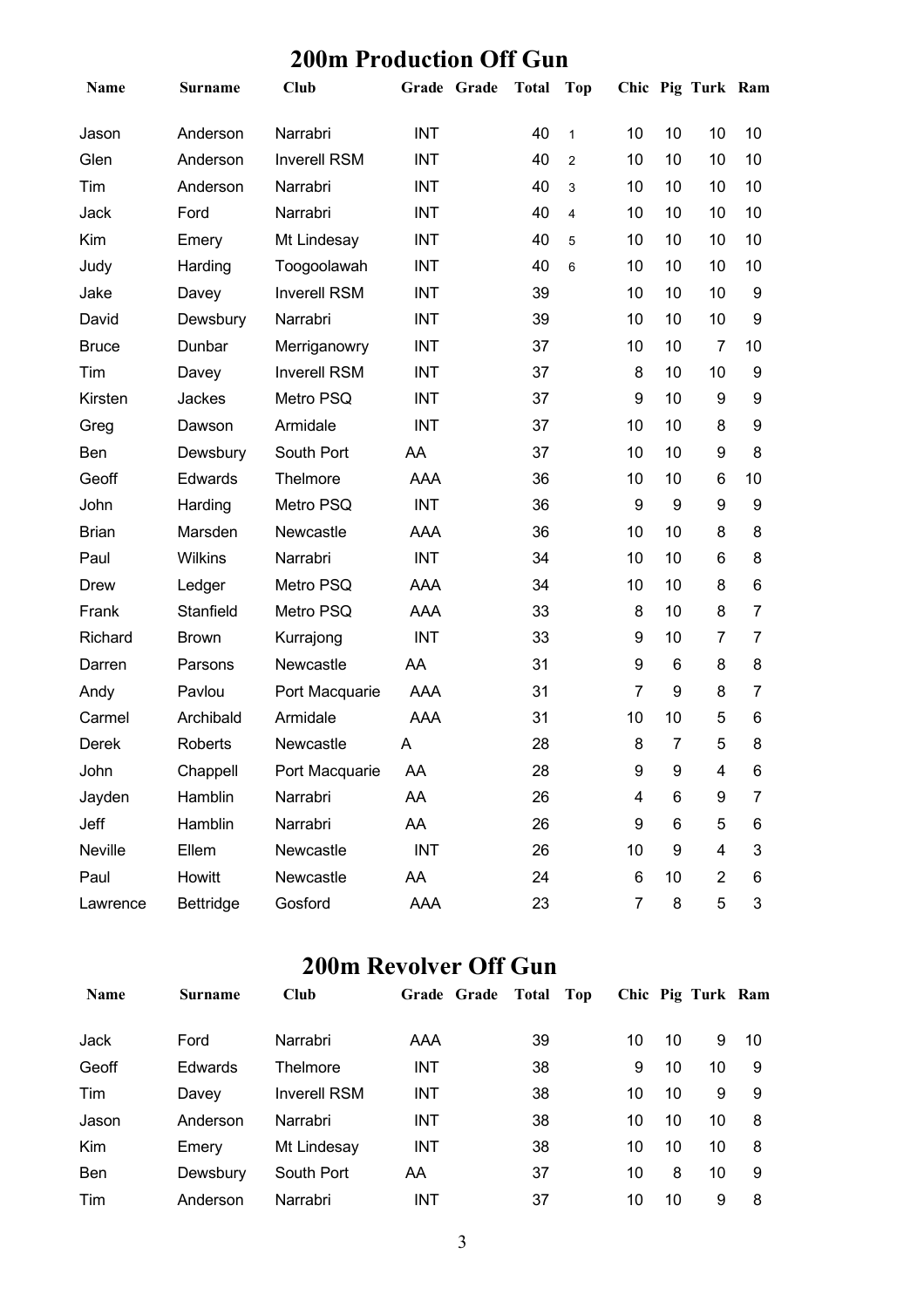## 200m Production Off Gun

| Name | Surname | Club | Grade | Grade | Total | Top | Chic | Pig | Turk | Ram |
|---|---|---|---|---|---|---|---|---|---|---|
| Jason | Anderson | Narrabri | INT | | 40 | 1 | 10 | 10 | 10 | 10 |
| Glen | Anderson | Inverell RSM | INT | | 40 | 2 | 10 | 10 | 10 | 10 |
| Tim | Anderson | Narrabri | INT | | 40 | 3 | 10 | 10 | 10 | 10 |
| Jack | Ford | Narrabri | INT | | 40 | 4 | 10 | 10 | 10 | 10 |
| Kim | Emery | Mt Lindesay | INT | | 40 | 5 | 10 | 10 | 10 | 10 |
| Judy | Harding | Toogoolawah | INT | | 40 | 6 | 10 | 10 | 10 | 10 |
| Jake | Davey | Inverell RSM | INT | | 39 | | 10 | 10 | 10 | 9 |
| David | Dewsbury | Narrabri | INT | | 39 | | 10 | 10 | 10 | 9 |
| Bruce | Dunbar | Merriganowry | INT | | 37 | | 10 | 10 | 7 | 10 |
| Tim | Davey | Inverell RSM | INT | | 37 | | 8 | 10 | 10 | 9 |
| Kirsten | Jackes | Metro PSQ | INT | | 37 | | 9 | 10 | 9 | 9 |
| Greg | Dawson | Armidale | INT | | 37 | | 10 | 10 | 8 | 9 |
| Ben | Dewsbury | South Port | AA | | 37 | | 10 | 10 | 9 | 8 |
| Geoff | Edwards | Thelmore | AAA | | 36 | | 10 | 10 | 6 | 10 |
| John | Harding | Metro PSQ | INT | | 36 | | 9 | 9 | 9 | 9 |
| Brian | Marsden | Newcastle | AAA | | 36 | | 10 | 10 | 8 | 8 |
| Paul | Wilkins | Narrabri | INT | | 34 | | 10 | 10 | 6 | 8 |
| Drew | Ledger | Metro PSQ | AAA | | 34 | | 10 | 10 | 8 | 6 |
| Frank | Stanfield | Metro PSQ | AAA | | 33 | | 8 | 10 | 8 | 7 |
| Richard | Brown | Kurrajong | INT | | 33 | | 9 | 10 | 7 | 7 |
| Darren | Parsons | Newcastle | AA | | 31 | | 9 | 6 | 8 | 8 |
| Andy | Pavlou | Port Macquarie | AAA | | 31 | | 7 | 9 | 8 | 7 |
| Carmel | Archibald | Armidale | AAA | | 31 | | 10 | 10 | 5 | 6 |
| Derek | Roberts | Newcastle | A | | 28 | | 8 | 7 | 5 | 8 |
| John | Chappell | Port Macquarie | AA | | 28 | | 9 | 9 | 4 | 6 |
| Jayden | Hamblin | Narrabri | AA | | 26 | | 4 | 6 | 9 | 7 |
| Jeff | Hamblin | Narrabri | AA | | 26 | | 9 | 6 | 5 | 6 |
| Neville | Ellem | Newcastle | INT | | 26 | | 10 | 9 | 4 | 3 |
| Paul | Howitt | Newcastle | AA | | 24 | | 6 | 10 | 2 | 6 |
| Lawrence | Bettridge | Gosford | AAA | | 23 | | 7 | 8 | 5 | 3 |

## 200m Revolver Off Gun

| Name | Surname | Club | Grade | Grade | Total | Top | Chic | Pig | Turk | Ram |
|---|---|---|---|---|---|---|---|---|---|---|
| Jack | Ford | Narrabri | AAA | | 39 | | 10 | 10 | 9 | 10 |
| Geoff | Edwards | Thelmore | INT | | 38 | | 9 | 10 | 10 | 9 |
| Tim | Davey | Inverell RSM | INT | | 38 | | 10 | 10 | 9 | 9 |
| Jason | Anderson | Narrabri | INT | | 38 | | 10 | 10 | 10 | 8 |
| Kim | Emery | Mt Lindesay | INT | | 38 | | 10 | 10 | 10 | 8 |
| Ben | Dewsbury | South Port | AA | | 37 | | 10 | 8 | 10 | 9 |
| Tim | Anderson | Narrabri | INT | | 37 | | 10 | 10 | 9 | 8 |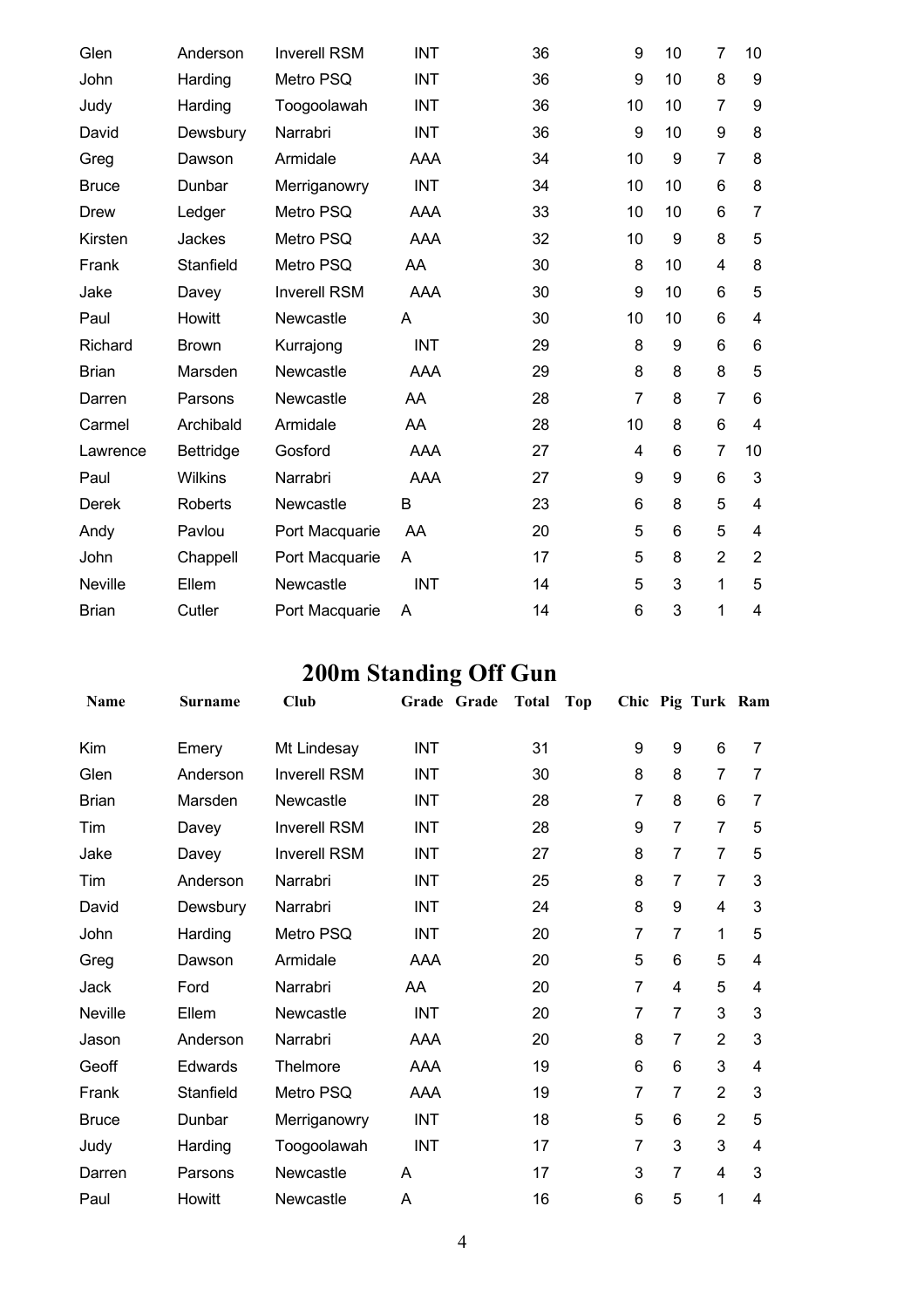| | | | | | | | | | | |
|---|---|---|---|---|---|---|---|---|---|---|
| Glen | Anderson | Inverell RSM | INT | | 36 | | 9 | 10 | 7 | 10 |
| John | Harding | Metro PSQ | INT | | 36 | | 9 | 10 | 8 | 9 |
| Judy | Harding | Toogoolawah | INT | | 36 | | 10 | 10 | 7 | 9 |
| David | Dewsbury | Narrabri | INT | | 36 | | 9 | 10 | 9 | 8 |
| Greg | Dawson | Armidale | AAA | | 34 | | 10 | 9 | 7 | 8 |
| Bruce | Dunbar | Merriganowry | INT | | 34 | | 10 | 10 | 6 | 8 |
| Drew | Ledger | Metro PSQ | AAA | | 33 | | 10 | 10 | 6 | 7 |
| Kirsten | Jackes | Metro PSQ | AAA | | 32 | | 10 | 9 | 8 | 5 |
| Frank | Stanfield | Metro PSQ | AA | | 30 | | 8 | 10 | 4 | 8 |
| Jake | Davey | Inverell RSM | AAA | | 30 | | 9 | 10 | 6 | 5 |
| Paul | Howitt | Newcastle | A | | 30 | | 10 | 10 | 6 | 4 |
| Richard | Brown | Kurrajong | INT | | 29 | | 8 | 9 | 6 | 6 |
| Brian | Marsden | Newcastle | AAA | | 29 | | 8 | 8 | 8 | 5 |
| Darren | Parsons | Newcastle | AA | | 28 | | 7 | 8 | 7 | 6 |
| Carmel | Archibald | Armidale | AA | | 28 | | 10 | 8 | 6 | 4 |
| Lawrence | Bettridge | Gosford | AAA | | 27 | | 4 | 6 | 7 | 10 |
| Paul | Wilkins | Narrabri | AAA | | 27 | | 9 | 9 | 6 | 3 |
| Derek | Roberts | Newcastle | B | | 23 | | 6 | 8 | 5 | 4 |
| Andy | Pavlou | Port Macquarie | AA | | 20 | | 5 | 6 | 5 | 4 |
| John | Chappell | Port Macquarie | A | | 17 | | 5 | 8 | 2 | 2 |
| Neville | Ellem | Newcastle | INT | | 14 | | 5 | 3 | 1 | 5 |
| Brian | Cutler | Port Macquarie | A | | 14 | | 6 | 3 | 1 | 4 |

## 200m Standing Off Gun

| Name | Surname | Club | Grade | Grade | Total | Top | Chic | Pig | Turk | Ram |
|---|---|---|---|---|---|---|---|---|---|---|
| Kim | Emery | Mt Lindesay | INT | | 31 | | 9 | 9 | 6 | 7 |
| Glen | Anderson | Inverell RSM | INT | | 30 | | 8 | 8 | 7 | 7 |
| Brian | Marsden | Newcastle | INT | | 28 | | 7 | 8 | 6 | 7 |
| Tim | Davey | Inverell RSM | INT | | 28 | | 9 | 7 | 7 | 5 |
| Jake | Davey | Inverell RSM | INT | | 27 | | 8 | 7 | 7 | 5 |
| Tim | Anderson | Narrabri | INT | | 25 | | 8 | 7 | 7 | 3 |
| David | Dewsbury | Narrabri | INT | | 24 | | 8 | 9 | 4 | 3 |
| John | Harding | Metro PSQ | INT | | 20 | | 7 | 7 | 1 | 5 |
| Greg | Dawson | Armidale | AAA | | 20 | | 5 | 6 | 5 | 4 |
| Jack | Ford | Narrabri | AA | | 20 | | 7 | 4 | 5 | 4 |
| Neville | Ellem | Newcastle | INT | | 20 | | 7 | 7 | 3 | 3 |
| Jason | Anderson | Narrabri | AAA | | 20 | | 8 | 7 | 2 | 3 |
| Geoff | Edwards | Thelmore | AAA | | 19 | | 6 | 6 | 3 | 4 |
| Frank | Stanfield | Metro PSQ | AAA | | 19 | | 7 | 7 | 2 | 3 |
| Bruce | Dunbar | Merriganowry | INT | | 18 | | 5 | 6 | 2 | 5 |
| Judy | Harding | Toogoolawah | INT | | 17 | | 7 | 3 | 3 | 4 |
| Darren | Parsons | Newcastle | A | | 17 | | 3 | 7 | 4 | 3 |
| Paul | Howitt | Newcastle | A | | 16 | | 6 | 5 | 1 | 4 |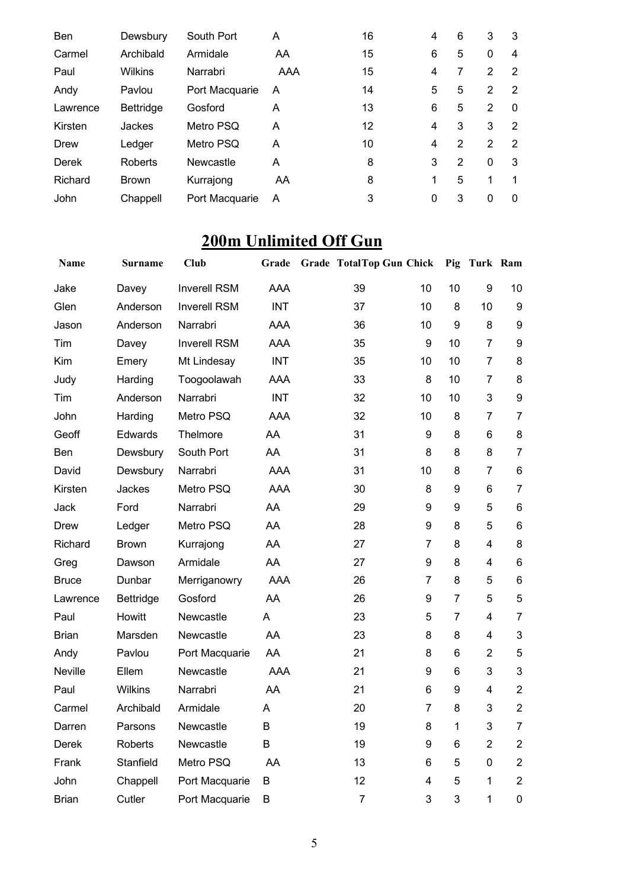| | | | | | | | | |
|---|---|---|---|---|---|---|---|---|
| Ben | Dewsbury | South Port | A | 16 | 4 | 6 | 3 | 3 |
| Carmel | Archibald | Armidale | AA | 15 | 6 | 5 | 0 | 4 |
| Paul | Wilkins | Narrabri | AAA | 15 | 4 | 7 | 2 | 2 |
| Andy | Pavlou | Port Macquarie | A | 14 | 5 | 5 | 2 | 2 |
| Lawrence | Bettridge | Gosford | A | 13 | 6 | 5 | 2 | 0 |
| Kirsten | Jackes | Metro PSQ | A | 12 | 4 | 3 | 3 | 2 |
| Drew | Ledger | Metro PSQ | A | 10 | 4 | 2 | 2 | 2 |
| Derek | Roberts | Newcastle | A | 8 | 3 | 2 | 0 | 3 |
| Richard | Brown | Kurrajong | AA | 8 | 1 | 5 | 1 | 1 |
| John | Chappell | Port Macquarie | A | 3 | 0 | 3 | 0 | 0 |

## 200m Unlimited Off Gun

| Name | Surname | Club | Grade | Grade | Total | Top Gun | Chick | Pig | Turk | Ram |
|---|---|---|---|---|---|---|---|---|---|---|
| Jake | Davey | Inverell RSM | AAA | | 39 | | 10 | 10 | 9 | 10 |
| Glen | Anderson | Inverell RSM | INT | | 37 | | 10 | 8 | 10 | 9 |
| Jason | Anderson | Narrabri | AAA | | 36 | | 10 | 9 | 8 | 9 |
| Tim | Davey | Inverell RSM | AAA | | 35 | | 9 | 10 | 7 | 9 |
| Kim | Emery | Mt Lindesay | INT | | 35 | | 10 | 10 | 7 | 8 |
| Judy | Harding | Toogoolawah | AAA | | 33 | | 8 | 10 | 7 | 8 |
| Tim | Anderson | Narrabri | INT | | 32 | | 10 | 10 | 3 | 9 |
| John | Harding | Metro PSQ | AAA | | 32 | | 10 | 8 | 7 | 7 |
| Geoff | Edwards | Thelmore | AA | | 31 | | 9 | 8 | 6 | 8 |
| Ben | Dewsbury | South Port | AA | | 31 | | 8 | 8 | 8 | 7 |
| David | Dewsbury | Narrabri | AAA | | 31 | | 10 | 8 | 7 | 6 |
| Kirsten | Jackes | Metro PSQ | AAA | | 30 | | 8 | 9 | 6 | 7 |
| Jack | Ford | Narrabri | AA | | 29 | | 9 | 9 | 5 | 6 |
| Drew | Ledger | Metro PSQ | AA | | 28 | | 9 | 8 | 5 | 6 |
| Richard | Brown | Kurrajong | AA | | 27 | | 7 | 8 | 4 | 8 |
| Greg | Dawson | Armidale | AA | | 27 | | 9 | 8 | 4 | 6 |
| Bruce | Dunbar | Merriganowry | AAA | | 26 | | 7 | 8 | 5 | 6 |
| Lawrence | Bettridge | Gosford | AA | | 26 | | 9 | 7 | 5 | 5 |
| Paul | Howitt | Newcastle | A | | 23 | | 5 | 7 | 4 | 7 |
| Brian | Marsden | Newcastle | AA | | 23 | | 8 | 8 | 4 | 3 |
| Andy | Pavlou | Port Macquarie | AA | | 21 | | 8 | 6 | 2 | 5 |
| Neville | Ellem | Newcastle | AAA | | 21 | | 9 | 6 | 3 | 3 |
| Paul | Wilkins | Narrabri | AA | | 21 | | 6 | 9 | 4 | 2 |
| Carmel | Archibald | Armidale | A | | 20 | | 7 | 8 | 3 | 2 |
| Darren | Parsons | Newcastle | B | | 19 | | 8 | 1 | 3 | 7 |
| Derek | Roberts | Newcastle | B | | 19 | | 9 | 6 | 2 | 2 |
| Frank | Stanfield | Metro PSQ | AA | | 13 | | 6 | 5 | 0 | 2 |
| John | Chappell | Port Macquarie | B | | 12 | | 4 | 5 | 1 | 2 |
| Brian | Cutler | Port Macquarie | B | | 7 | | 3 | 3 | 1 | 0 |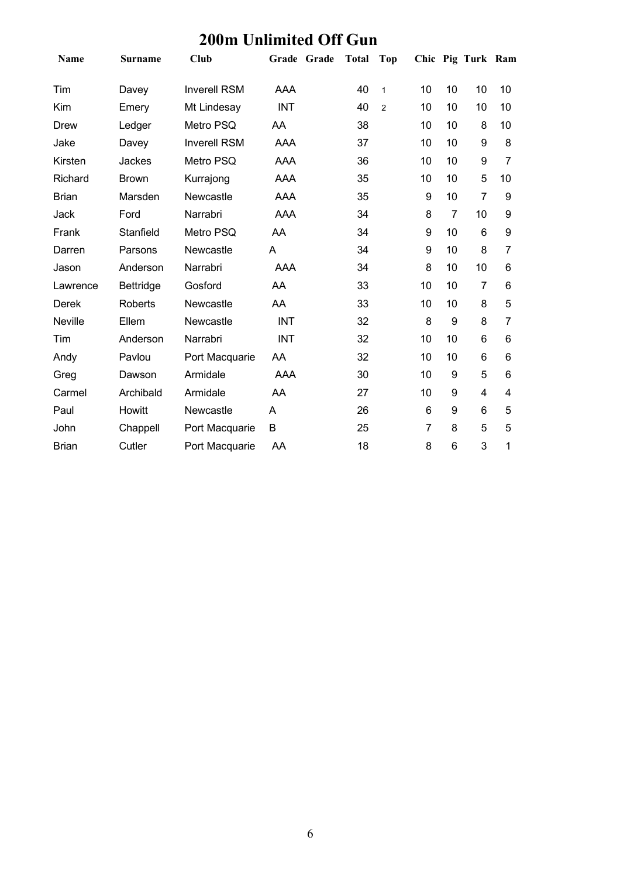# 200m Unlimited Off Gun

| Name | Surname | Club | Grade | Grade | Total | Top | Chic | Pig | Turk | Ram |
|---|---|---|---|---|---|---|---|---|---|---|
| Tim | Davey | Inverell RSM | AAA | | 40 | 1 | 10 | 10 | 10 | 10 |
| Kim | Emery | Mt Lindesay | INT | | 40 | 2 | 10 | 10 | 10 | 10 |
| Drew | Ledger | Metro PSQ | AA | | 38 | | 10 | 10 | 8 | 10 |
| Jake | Davey | Inverell RSM | AAA | | 37 | | 10 | 10 | 9 | 8 |
| Kirsten | Jackes | Metro PSQ | AAA | | 36 | | 10 | 10 | 9 | 7 |
| Richard | Brown | Kurrajong | AAA | | 35 | | 10 | 10 | 5 | 10 |
| Brian | Marsden | Newcastle | AAA | | 35 | | 9 | 10 | 7 | 9 |
| Jack | Ford | Narrabri | AAA | | 34 | | 8 | 7 | 10 | 9 |
| Frank | Stanfield | Metro PSQ | AA | | 34 | | 9 | 10 | 6 | 9 |
| Darren | Parsons | Newcastle | A | | 34 | | 9 | 10 | 8 | 7 |
| Jason | Anderson | Narrabri | AAA | | 34 | | 8 | 10 | 10 | 6 |
| Lawrence | Bettridge | Gosford | AA | | 33 | | 10 | 10 | 7 | 6 |
| Derek | Roberts | Newcastle | AA | | 33 | | 10 | 10 | 8 | 5 |
| Neville | Ellem | Newcastle | INT | | 32 | | 8 | 9 | 8 | 7 |
| Tim | Anderson | Narrabri | INT | | 32 | | 10 | 10 | 6 | 6 |
| Andy | Pavlou | Port Macquarie | AA | | 32 | | 10 | 10 | 6 | 6 |
| Greg | Dawson | Armidale | AAA | | 30 | | 10 | 9 | 5 | 6 |
| Carmel | Archibald | Armidale | AA | | 27 | | 10 | 9 | 4 | 4 |
| Paul | Howitt | Newcastle | A | | 26 | | 6 | 9 | 6 | 5 |
| John | Chappell | Port Macquarie | B | | 25 | | 7 | 8 | 5 | 5 |
| Brian | Cutler | Port Macquarie | AA | | 18 | | 8 | 6 | 3 | 1 |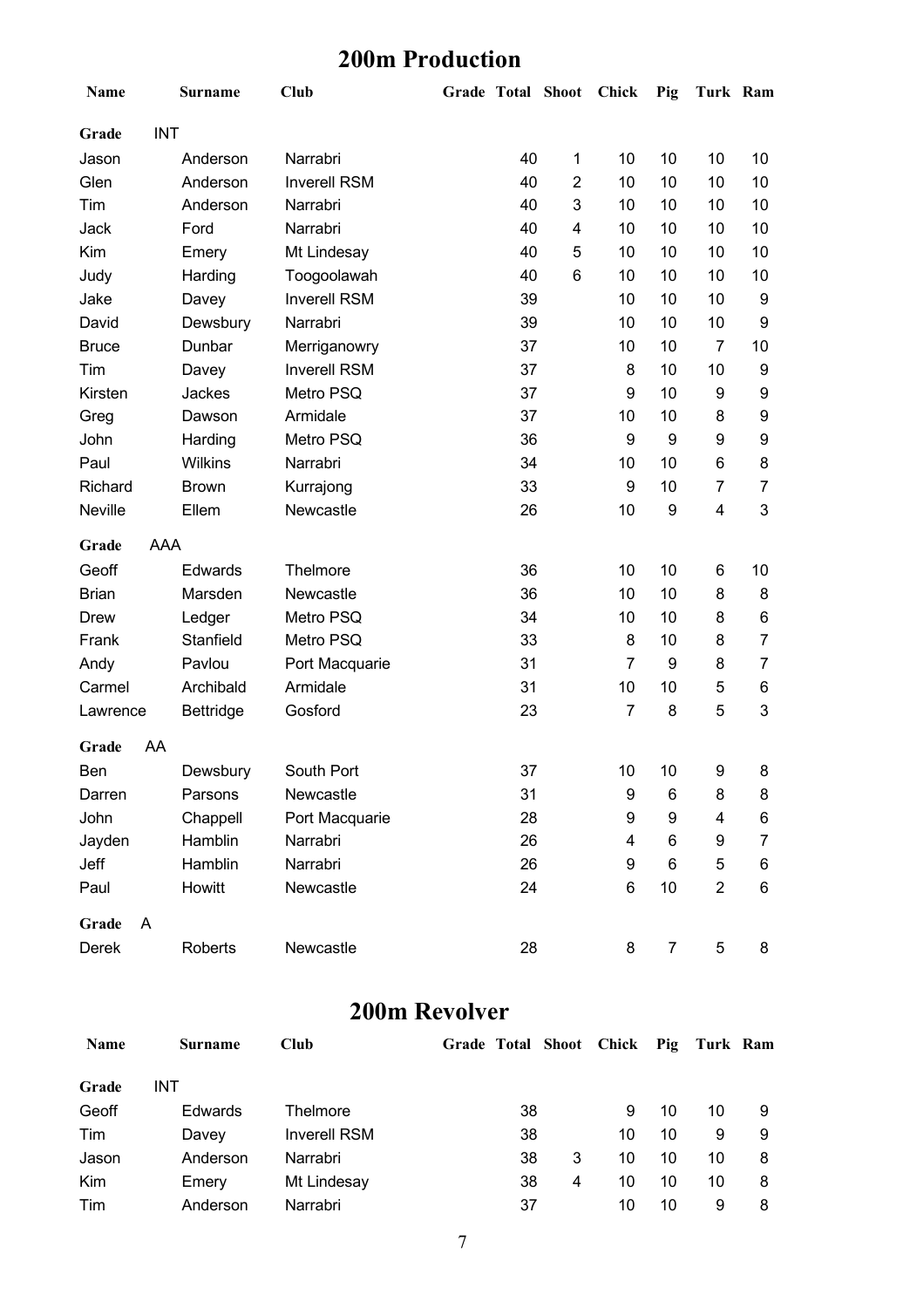# 200m Production

| Name | Surname | Club | Grade | Total | Shoot | Chick | Pig | Turk | Ram |
|---|---|---|---|---|---|---|---|---|---|
| **Grade** | INT | | | | | | | | |
| Jason | Anderson | Narrabri | | 40 | 1 | 10 | 10 | 10 | 10 |
| Glen | Anderson | Inverell RSM | | 40 | 2 | 10 | 10 | 10 | 10 |
| Tim | Anderson | Narrabri | | 40 | 3 | 10 | 10 | 10 | 10 |
| Jack | Ford | Narrabri | | 40 | 4 | 10 | 10 | 10 | 10 |
| Kim | Emery | Mt Lindesay | | 40 | 5 | 10 | 10 | 10 | 10 |
| Judy | Harding | Toogoolawah | | 40 | 6 | 10 | 10 | 10 | 10 |
| Jake | Davey | Inverell RSM | | 39 | | 10 | 10 | 10 | 9 |
| David | Dewsbury | Narrabri | | 39 | | 10 | 10 | 10 | 9 |
| Bruce | Dunbar | Merriganowry | | 37 | | 10 | 10 | 7 | 10 |
| Tim | Davey | Inverell RSM | | 37 | | 8 | 10 | 10 | 9 |
| Kirsten | Jackes | Metro PSQ | | 37 | | 9 | 10 | 9 | 9 |
| Greg | Dawson | Armidale | | 37 | | 10 | 10 | 8 | 9 |
| John | Harding | Metro PSQ | | 36 | | 9 | 9 | 9 | 9 |
| Paul | Wilkins | Narrabri | | 34 | | 10 | 10 | 6 | 8 |
| Richard | Brown | Kurrajong | | 33 | | 9 | 10 | 7 | 7 |
| Neville | Ellem | Newcastle | | 26 | | 10 | 9 | 4 | 3 |
| **Grade** | AAA | | | | | | | | |
| Geoff | Edwards | Thelmore | | 36 | | 10 | 10 | 6 | 10 |
| Brian | Marsden | Newcastle | | 36 | | 10 | 10 | 8 | 8 |
| Drew | Ledger | Metro PSQ | | 34 | | 10 | 10 | 8 | 6 |
| Frank | Stanfield | Metro PSQ | | 33 | | 8 | 10 | 8 | 7 |
| Andy | Pavlou | Port Macquarie | | 31 | | 7 | 9 | 8 | 7 |
| Carmel | Archibald | Armidale | | 31 | | 10 | 10 | 5 | 6 |
| Lawrence | Bettridge | Gosford | | 23 | | 7 | 8 | 5 | 3 |
| **Grade** | AA | | | | | | | | |
| Ben | Dewsbury | South Port | | 37 | | 10 | 10 | 9 | 8 |
| Darren | Parsons | Newcastle | | 31 | | 9 | 6 | 8 | 8 |
| John | Chappell | Port Macquarie | | 28 | | 9 | 9 | 4 | 6 |
| Jayden | Hamblin | Narrabri | | 26 | | 4 | 6 | 9 | 7 |
| Jeff | Hamblin | Narrabri | | 26 | | 9 | 6 | 5 | 6 |
| Paul | Howitt | Newcastle | | 24 | | 6 | 10 | 2 | 6 |
| **Grade** | A | | | | | | | | |
| Derek | Roberts | Newcastle | | 28 | | 8 | 7 | 5 | 8 |

# 200m Revolver

| Name | Surname | Club | Grade | Total | Shoot | Chick | Pig | Turk | Ram |
|---|---|---|---|---|---|---|---|---|---|
| **Grade** | INT | | | | | | | | |
| Geoff | Edwards | Thelmore | | 38 | | 9 | 10 | 10 | 9 |
| Tim | Davey | Inverell RSM | | 38 | | 10 | 10 | 9 | 9 |
| Jason | Anderson | Narrabri | | 38 | 3 | 10 | 10 | 10 | 8 |
| Kim | Emery | Mt Lindesay | | 38 | 4 | 10 | 10 | 10 | 8 |
| Tim | Anderson | Narrabri | | 37 | | 10 | 10 | 9 | 8 |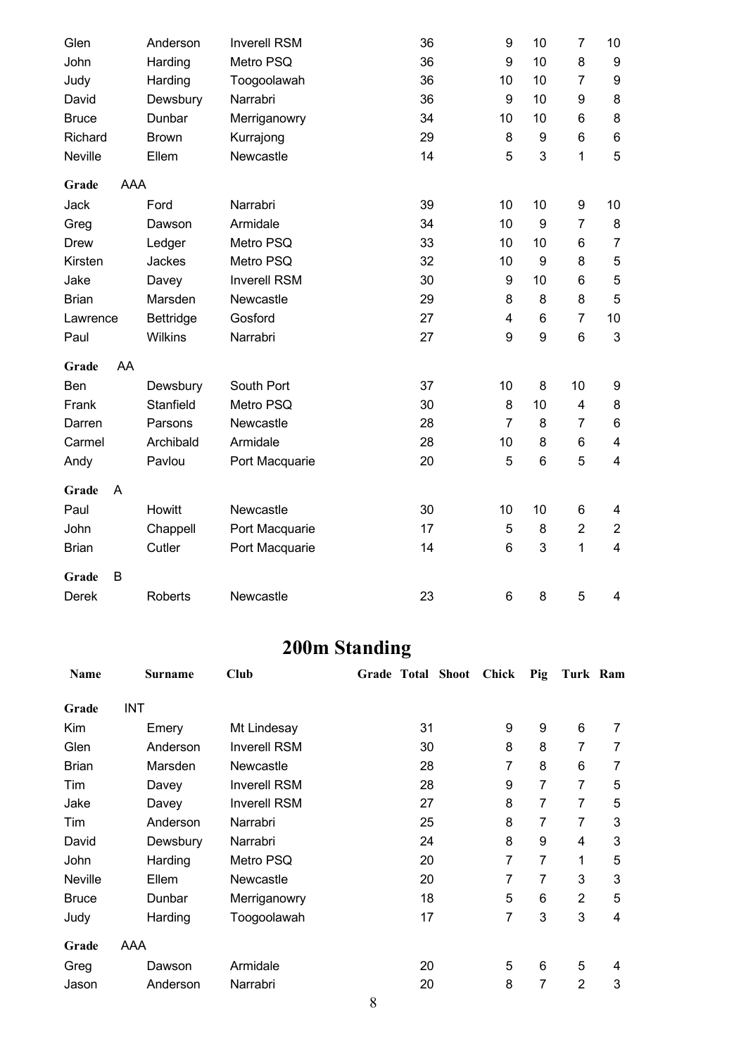| Name | Surname | Club | Grade | Total | Shoot | Chick | Pig | Turk | Ram |
|---|---|---|---|---|---|---|---|---|---|
| Glen | Anderson | Inverell RSM | | 36 | | 9 | 10 | 7 | 10 |
| John | Harding | Metro PSQ | | 36 | | 9 | 10 | 8 | 9 |
| Judy | Harding | Toogoolawah | | 36 | | 10 | 10 | 7 | 9 |
| David | Dewsbury | Narrabri | | 36 | | 9 | 10 | 9 | 8 |
| Bruce | Dunbar | Merriganowry | | 34 | | 10 | 10 | 6 | 8 |
| Richard | Brown | Kurrajong | | 29 | | 8 | 9 | 6 | 6 |
| Neville | Ellem | Newcastle | | 14 | | 5 | 3 | 1 | 5 |
| **Grade** AAA | | | | | | | | | |
| Jack | Ford | Narrabri | | 39 | | 10 | 10 | 9 | 10 |
| Greg | Dawson | Armidale | | 34 | | 10 | 9 | 7 | 8 |
| Drew | Ledger | Metro PSQ | | 33 | | 10 | 10 | 6 | 7 |
| Kirsten | Jackes | Metro PSQ | | 32 | | 10 | 9 | 8 | 5 |
| Jake | Davey | Inverell RSM | | 30 | | 9 | 10 | 6 | 5 |
| Brian | Marsden | Newcastle | | 29 | | 8 | 8 | 8 | 5 |
| Lawrence | Bettridge | Gosford | | 27 | | 4 | 6 | 7 | 10 |
| Paul | Wilkins | Narrabri | | 27 | | 9 | 9 | 6 | 3 |
| **Grade** AA | | | | | | | | | |
| Ben | Dewsbury | South Port | | 37 | | 10 | 8 | 10 | 9 |
| Frank | Stanfield | Metro PSQ | | 30 | | 8 | 10 | 4 | 8 |
| Darren | Parsons | Newcastle | | 28 | | 7 | 8 | 7 | 6 |
| Carmel | Archibald | Armidale | | 28 | | 10 | 8 | 6 | 4 |
| Andy | Pavlou | Port Macquarie | | 20 | | 5 | 6 | 5 | 4 |
| **Grade** A | | | | | | | | | |
| Paul | Howitt | Newcastle | | 30 | | 10 | 10 | 6 | 4 |
| John | Chappell | Port Macquarie | | 17 | | 5 | 8 | 2 | 2 |
| Brian | Cutler | Port Macquarie | | 14 | | 6 | 3 | 1 | 4 |
| **Grade** B | | | | | | | | | |
| Derek | Roberts | Newcastle | | 23 | | 6 | 8 | 5 | 4 |

# 200m Standing

| Name | Surname | Club | Grade | Total | Shoot | Chick | Pig | Turk | Ram |
|---|---|---|---|---|---|---|---|---|---|
| **Grade** INT | | | | | | | | | |
| Kim | Emery | Mt Lindesay | | 31 | | 9 | 9 | 6 | 7 |
| Glen | Anderson | Inverell RSM | | 30 | | 8 | 8 | 7 | 7 |
| Brian | Marsden | Newcastle | | 28 | | 7 | 8 | 6 | 7 |
| Tim | Davey | Inverell RSM | | 28 | | 9 | 7 | 7 | 5 |
| Jake | Davey | Inverell RSM | | 27 | | 8 | 7 | 7 | 5 |
| Tim | Anderson | Narrabri | | 25 | | 8 | 7 | 7 | 3 |
| David | Dewsbury | Narrabri | | 24 | | 8 | 9 | 4 | 3 |
| John | Harding | Metro PSQ | | 20 | | 7 | 7 | 1 | 5 |
| Neville | Ellem | Newcastle | | 20 | | 7 | 7 | 3 | 3 |
| Bruce | Dunbar | Merriganowry | | 18 | | 5 | 6 | 2 | 5 |
| Judy | Harding | Toogoolawah | | 17 | | 7 | 3 | 3 | 4 |
| **Grade** AAA | | | | | | | | | |
| Greg | Dawson | Armidale | | 20 | | 5 | 6 | 5 | 4 |
| Jason | Anderson | Narrabri | | 20 | | 8 | 7 | 2 | 3 |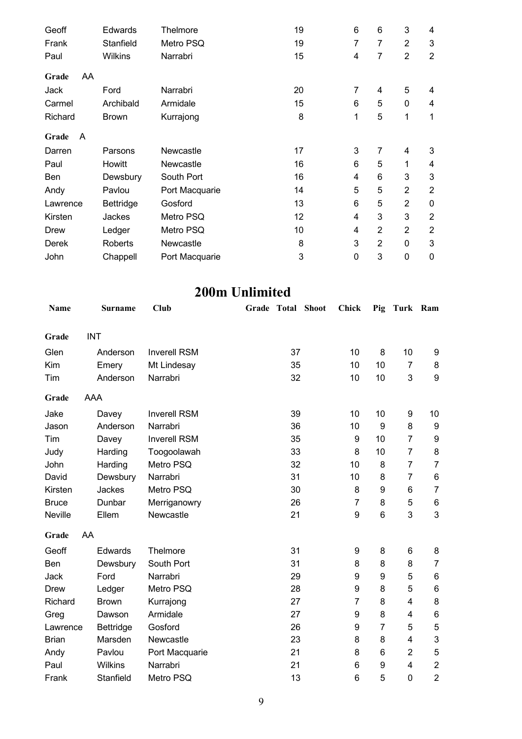| | | | | | | | |
|---|---|---|---|---|---|---|---|
| Geoff | Edwards | Thelmore | 19 | 6 | 6 | 3 | 4 |
| Frank | Stanfield | Metro PSQ | 19 | 7 | 7 | 2 | 3 |
| Paul | Wilkins | Narrabri | 15 | 4 | 7 | 2 | 2 |
| **Grade** AA | | | | | | | |
| Jack | Ford | Narrabri | 20 | 7 | 4 | 5 | 4 |
| Carmel | Archibald | Armidale | 15 | 6 | 5 | 0 | 4 |
| Richard | Brown | Kurrajong | 8 | 1 | 5 | 1 | 1 |
| **Grade** A | | | | | | | |
| Darren | Parsons | Newcastle | 17 | 3 | 7 | 4 | 3 |
| Paul | Howitt | Newcastle | 16 | 6 | 5 | 1 | 4 |
| Ben | Dewsbury | South Port | 16 | 4 | 6 | 3 | 3 |
| Andy | Pavlou | Port Macquarie | 14 | 5 | 5 | 2 | 2 |
| Lawrence | Bettridge | Gosford | 13 | 6 | 5 | 2 | 0 |
| Kirsten | Jackes | Metro PSQ | 12 | 4 | 3 | 3 | 2 |
| Drew | Ledger | Metro PSQ | 10 | 4 | 2 | 2 | 2 |
| Derek | Roberts | Newcastle | 8 | 3 | 2 | 0 | 3 |
| John | Chappell | Port Macquarie | 3 | 0 | 3 | 0 | 0 |

## 200m Unlimited

| Name | Surname | Club | Grade | Total | Shoot | Chick | Pig | Turk | Ram |
|---|---|---|---|---|---|---|---|---|---|
| **Grade** INT | | | | | | | | | |
| Glen | Anderson | Inverell RSM | | 37 | | 10 | 8 | 10 | 9 |
| Kim | Emery | Mt Lindesay | | 35 | | 10 | 10 | 7 | 8 |
| Tim | Anderson | Narrabri | | 32 | | 10 | 10 | 3 | 9 |
| **Grade** AAA | | | | | | | | | |
| Jake | Davey | Inverell RSM | | 39 | | 10 | 10 | 9 | 10 |
| Jason | Anderson | Narrabri | | 36 | | 10 | 9 | 8 | 9 |
| Tim | Davey | Inverell RSM | | 35 | | 9 | 10 | 7 | 9 |
| Judy | Harding | Toogoolawah | | 33 | | 8 | 10 | 7 | 8 |
| John | Harding | Metro PSQ | | 32 | | 10 | 8 | 7 | 7 |
| David | Dewsbury | Narrabri | | 31 | | 10 | 8 | 7 | 6 |
| Kirsten | Jackes | Metro PSQ | | 30 | | 8 | 9 | 6 | 7 |
| Bruce | Dunbar | Merriganowry | | 26 | | 7 | 8 | 5 | 6 |
| Neville | Ellem | Newcastle | | 21 | | 9 | 6 | 3 | 3 |
| **Grade** AA | | | | | | | | | |
| Geoff | Edwards | Thelmore | | 31 | | 9 | 8 | 6 | 8 |
| Ben | Dewsbury | South Port | | 31 | | 8 | 8 | 8 | 7 |
| Jack | Ford | Narrabri | | 29 | | 9 | 9 | 5 | 6 |
| Drew | Ledger | Metro PSQ | | 28 | | 9 | 8 | 5 | 6 |
| Richard | Brown | Kurrajong | | 27 | | 7 | 8 | 4 | 8 |
| Greg | Dawson | Armidale | | 27 | | 9 | 8 | 4 | 6 |
| Lawrence | Bettridge | Gosford | | 26 | | 9 | 7 | 5 | 5 |
| Brian | Marsden | Newcastle | | 23 | | 8 | 8 | 4 | 3 |
| Andy | Pavlou | Port Macquarie | | 21 | | 8 | 6 | 2 | 5 |
| Paul | Wilkins | Narrabri | | 21 | | 6 | 9 | 4 | 2 |
| Frank | Stanfield | Metro PSQ | | 13 | | 6 | 5 | 0 | 2 |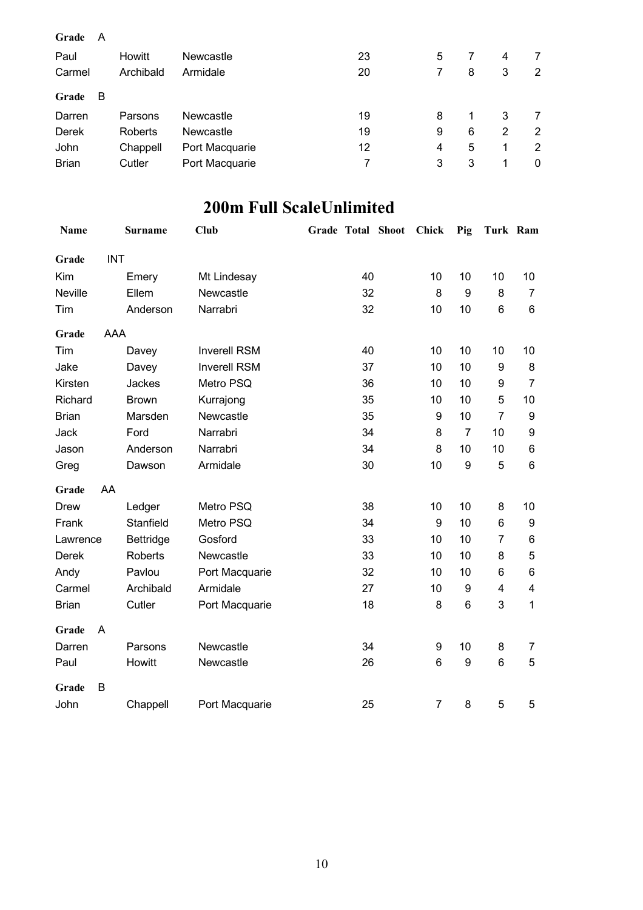**Grade** A

| | | | | | | | |
|---|---|---|---|---|---|---|---|
| Paul | Howitt | Newcastle | 23 | 5 | 7 | 4 | 7 |
| Carmel | Archibald | Armidale | 20 | 7 | 8 | 3 | 2 |

**Grade** B

| | | | | | | | |
|---|---|---|---|---|---|---|---|
| Darren | Parsons | Newcastle | 19 | 8 | 1 | 3 | 7 |
| Derek | Roberts | Newcastle | 19 | 9 | 6 | 2 | 2 |
| John | Chappell | Port Macquarie | 12 | 4 | 5 | 1 | 2 |
| Brian | Cutler | Port Macquarie | 7 | 3 | 3 | 1 | 0 |

## 200m Full ScaleUnlimited

| Name | Surname | Club | Grade | Total | Shoot | Chick | Pig | Turk | Ram |
|---|---|---|---|---|---|---|---|---|---|
| **Grade** INT | | | | | | | | | |
| Kim | Emery | Mt Lindesay | | 40 | | 10 | 10 | 10 | 10 |
| Neville | Ellem | Newcastle | | 32 | | 8 | 9 | 8 | 7 |
| Tim | Anderson | Narrabri | | 32 | | 10 | 10 | 6 | 6 |
| **Grade** AAA | | | | | | | | | |
| Tim | Davey | Inverell RSM | | 40 | | 10 | 10 | 10 | 10 |
| Jake | Davey | Inverell RSM | | 37 | | 10 | 10 | 9 | 8 |
| Kirsten | Jackes | Metro PSQ | | 36 | | 10 | 10 | 9 | 7 |
| Richard | Brown | Kurrajong | | 35 | | 10 | 10 | 5 | 10 |
| Brian | Marsden | Newcastle | | 35 | | 9 | 10 | 7 | 9 |
| Jack | Ford | Narrabri | | 34 | | 8 | 7 | 10 | 9 |
| Jason | Anderson | Narrabri | | 34 | | 8 | 10 | 10 | 6 |
| Greg | Dawson | Armidale | | 30 | | 10 | 9 | 5 | 6 |
| **Grade** AA | | | | | | | | | |
| Drew | Ledger | Metro PSQ | | 38 | | 10 | 10 | 8 | 10 |
| Frank | Stanfield | Metro PSQ | | 34 | | 9 | 10 | 6 | 9 |
| Lawrence | Bettridge | Gosford | | 33 | | 10 | 10 | 7 | 6 |
| Derek | Roberts | Newcastle | | 33 | | 10 | 10 | 8 | 5 |
| Andy | Pavlou | Port Macquarie | | 32 | | 10 | 10 | 6 | 6 |
| Carmel | Archibald | Armidale | | 27 | | 10 | 9 | 4 | 4 |
| Brian | Cutler | Port Macquarie | | 18 | | 8 | 6 | 3 | 1 |
| **Grade** A | | | | | | | | | |
| Darren | Parsons | Newcastle | | 34 | | 9 | 10 | 8 | 7 |
| Paul | Howitt | Newcastle | | 26 | | 6 | 9 | 6 | 5 |
| **Grade** B | | | | | | | | | |
| John | Chappell | Port Macquarie | | 25 | | 7 | 8 | 5 | 5 |